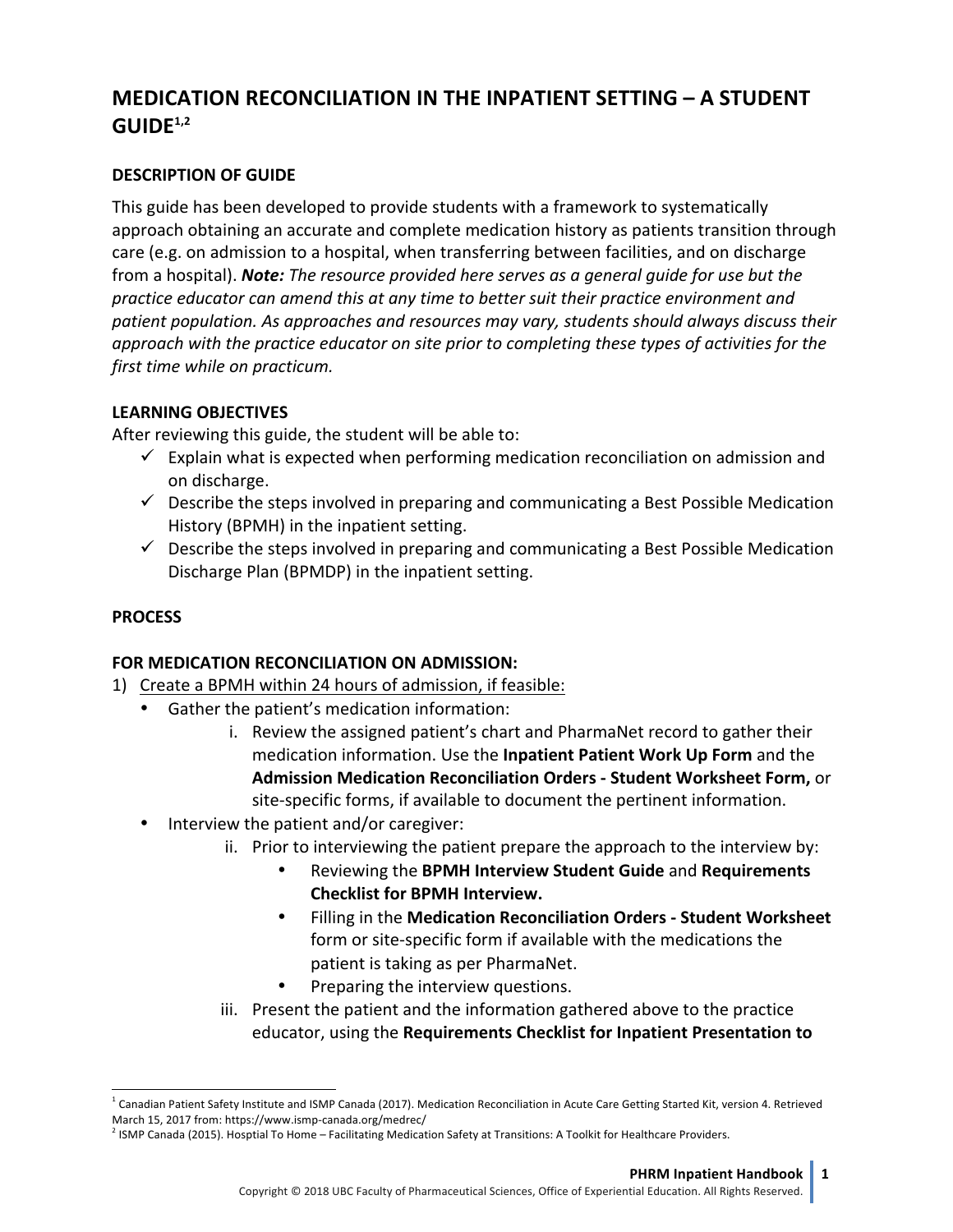# MEDICATION RECONCILIATION IN THE INPATIENT SETTING – A STUDENT GUIDE[1,2]

## DESCRIPTION OF GUIDE

This guide has been developed to provide students with a framework to systematically approach obtaining an accurate and complete medication history as patients transition through care (e.g. on admission to a hospital, when transferring between facilities, and on discharge from a hospital). ***Note:*** *The resource provided here serves as a general guide for use but the practice educator can amend this at any time to better suit their practice environment and patient population. As approaches and resources may vary, students should always discuss their approach with the practice educator on site prior to completing these types of activities for the first time while on practicum.*

## LEARNING OBJECTIVES

After reviewing this guide, the student will be able to:

- ✓ Explain what is expected when performing medication reconciliation on admission and on discharge.
- ✓ Describe the steps involved in preparing and communicating a Best Possible Medication History (BPMH) in the inpatient setting.
- ✓ Describe the steps involved in preparing and communicating a Best Possible Medication Discharge Plan (BPMDP) in the inpatient setting.

## PROCESS

### FOR MEDICATION RECONCILIATION ON ADMISSION:

1) Create a BPMH within 24 hours of admission, if feasible:
   - Gather the patient's medication information:
     - i. Review the assigned patient's chart and PharmaNet record to gather their medication information. Use the **Inpatient Patient Work Up Form** and the **Admission Medication Reconciliation Orders - Student Worksheet Form,** or site-specific forms, if available to document the pertinent information.
   - Interview the patient and/or caregiver:
     - ii. Prior to interviewing the patient prepare the approach to the interview by:
       - Reviewing the **BPMH Interview Student Guide** and **Requirements Checklist for BPMH Interview.**
       - Filling in the **Medication Reconciliation Orders - Student Worksheet** form or site-specific form if available with the medications the patient is taking as per PharmaNet.
       - Preparing the interview questions.
     - iii. Present the patient and the information gathered above to the practice educator, using the **Requirements Checklist for Inpatient Presentation to**

---

[1] Canadian Patient Safety Institute and ISMP Canada (2017). Medication Reconciliation in Acute Care Getting Started Kit, version 4. Retrieved March 15, 2017 from: https://www.ismp-canada.org/medrec/

[2] ISMP Canada (2015). Hosptial To Home – Facilitating Medication Safety at Transitions: A Toolkit for Healthcare Providers.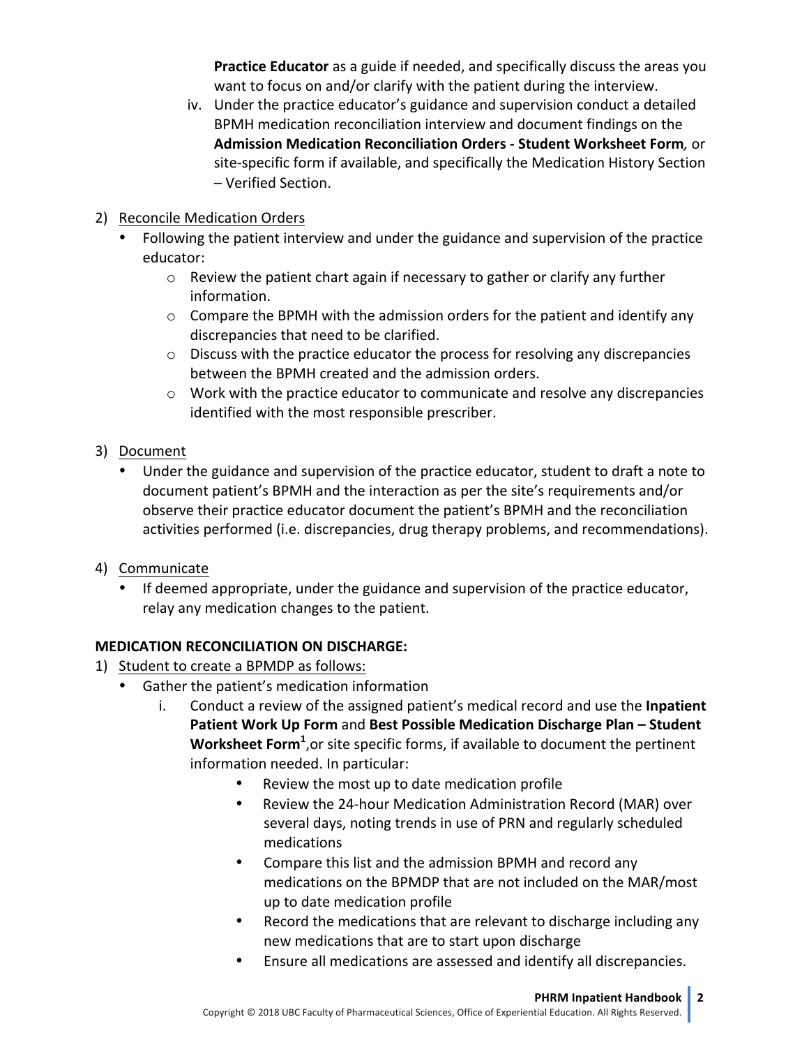**Practice Educator** as a guide if needed, and specifically discuss the areas you want to focus on and/or clarify with the patient during the interview.

iv. Under the practice educator's guidance and supervision conduct a detailed BPMH medication reconciliation interview and document findings on the **Admission Medication Reconciliation Orders - Student Worksheet Form**, or site-specific form if available, and specifically the Medication History Section – Verified Section.

2) <u>Reconcile Medication Orders</u>
   - Following the patient interview and under the guidance and supervision of the practice educator:
     - Review the patient chart again if necessary to gather or clarify any further information.
     - Compare the BPMH with the admission orders for the patient and identify any discrepancies that need to be clarified.
     - Discuss with the practice educator the process for resolving any discrepancies between the BPMH created and the admission orders.
     - Work with the practice educator to communicate and resolve any discrepancies identified with the most responsible prescriber.

3) <u>Document</u>
   - Under the guidance and supervision of the practice educator, student to draft a note to document patient's BPMH and the interaction as per the site's requirements and/or observe their practice educator document the patient's BPMH and the reconciliation activities performed (i.e. discrepancies, drug therapy problems, and recommendations).

4) <u>Communicate</u>
   - If deemed appropriate, under the guidance and supervision of the practice educator, relay any medication changes to the patient.

**MEDICATION RECONCILIATION ON DISCHARGE:**

1) <u>Student to create a BPMDP as follows:</u>
   - Gather the patient's medication information
     i. Conduct a review of the assigned patient's medical record and use the **Inpatient Patient Work Up Form** and **Best Possible Medication Discharge Plan – Student Worksheet Form**[1],or site specific forms, if available to document the pertinent information needed. In particular:
        - Review the most up to date medication profile
        - Review the 24-hour Medication Administration Record (MAR) over several days, noting trends in use of PRN and regularly scheduled medications
        - Compare this list and the admission BPMH and record any medications on the BPMDP that are not included on the MAR/most up to date medication profile
        - Record the medications that are relevant to discharge including any new medications that are to start upon discharge
        - Ensure all medications are assessed and identify all discrepancies.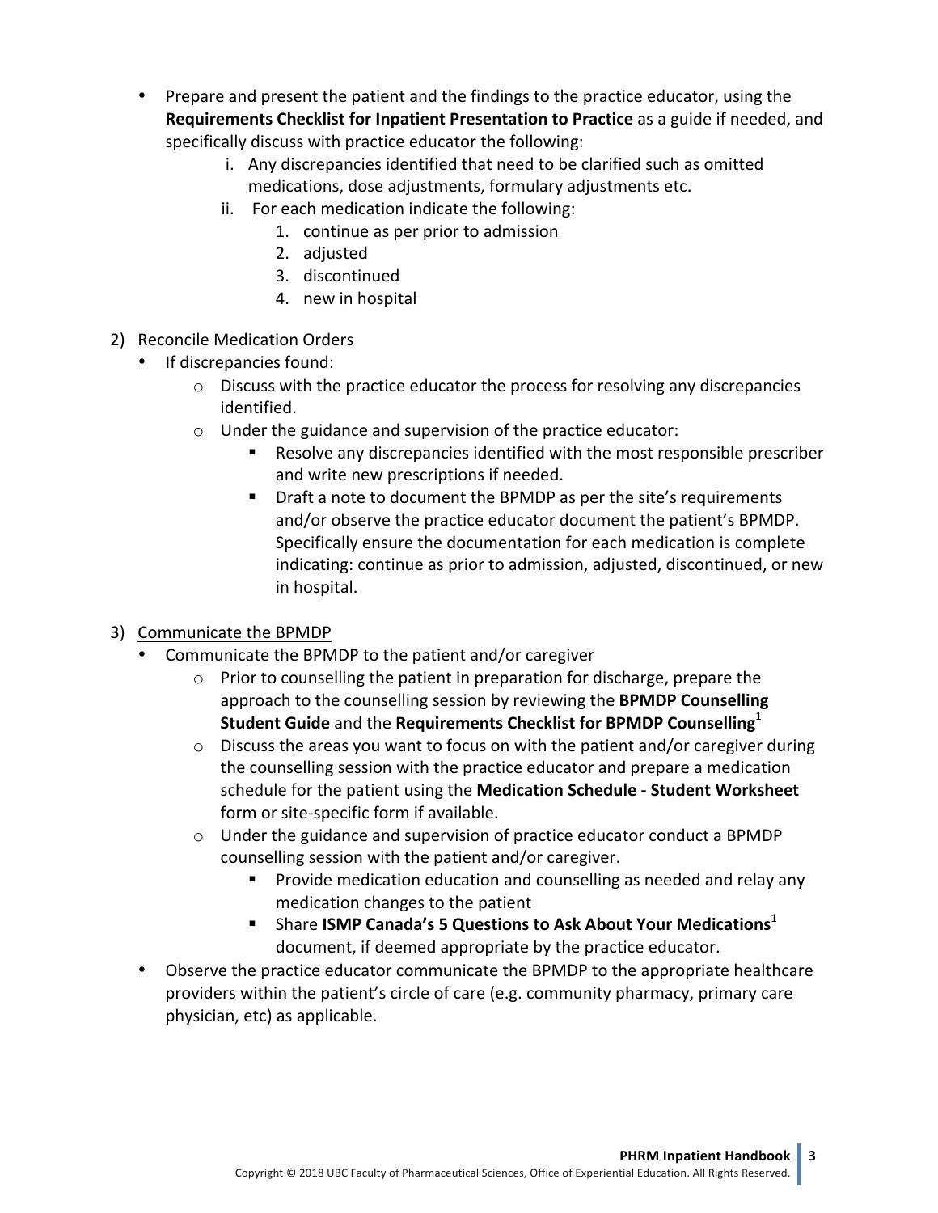- Prepare and present the patient and the findings to the practice educator, using the **Requirements Checklist for Inpatient Presentation to Practice** as a guide if needed, and specifically discuss with practice educator the following:
    - i. Any discrepancies identified that need to be clarified such as omitted medications, dose adjustments, formulary adjustments etc.
    - ii. For each medication indicate the following:
        1. continue as per prior to admission
        2. adjusted
        3. discontinued
        4. new in hospital

2) <u>Reconcile Medication Orders</u>
    - If discrepancies found:
        - Discuss with the practice educator the process for resolving any discrepancies identified.
        - Under the guidance and supervision of the practice educator:
            - Resolve any discrepancies identified with the most responsible prescriber and write new prescriptions if needed.
            - Draft a note to document the BPMDP as per the site's requirements and/or observe the practice educator document the patient's BPMDP. Specifically ensure the documentation for each medication is complete indicating: continue as prior to admission, adjusted, discontinued, or new in hospital.

3) <u>Communicate the BPMDP</u>
    - Communicate the BPMDP to the patient and/or caregiver
        - Prior to counselling the patient in preparation for discharge, prepare the approach to the counselling session by reviewing the **BPMDP Counselling Student Guide** and the **Requirements Checklist for BPMDP Counselling**[1]
        - Discuss the areas you want to focus on with the patient and/or caregiver during the counselling session with the practice educator and prepare a medication schedule for the patient using the **Medication Schedule - Student Worksheet** form or site-specific form if available.
        - Under the guidance and supervision of practice educator conduct a BPMDP counselling session with the patient and/or caregiver.
            - Provide medication education and counselling as needed and relay any medication changes to the patient
            - Share **ISMP Canada's 5 Questions to Ask About Your Medications**[1] document, if deemed appropriate by the practice educator.
    - Observe the practice educator communicate the BPMDP to the appropriate healthcare providers within the patient's circle of care (e.g. community pharmacy, primary care physician, etc) as applicable.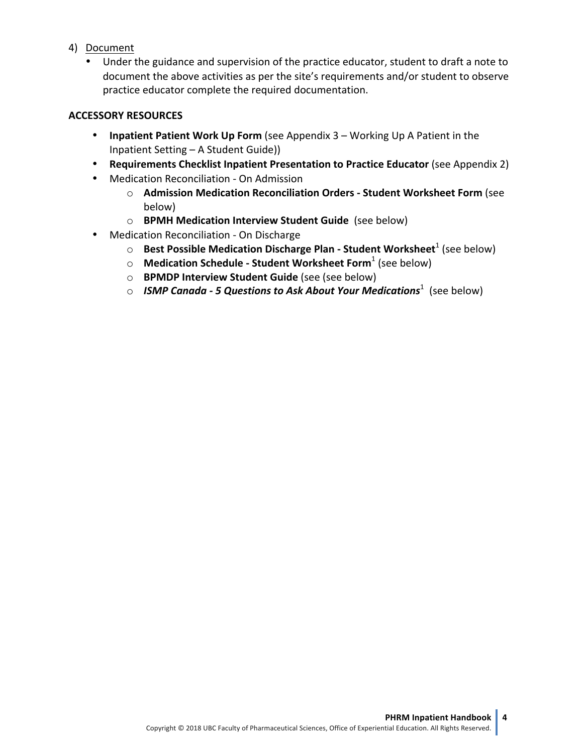4) <u>Document</u>
   - Under the guidance and supervision of the practice educator, student to draft a note to document the above activities as per the site's requirements and/or student to observe practice educator complete the required documentation.

**ACCESSORY RESOURCES**

- **Inpatient Patient Work Up Form** (see Appendix 3 – Working Up A Patient in the Inpatient Setting – A Student Guide))
- **Requirements Checklist Inpatient Presentation to Practice Educator** (see Appendix 2)
- Medication Reconciliation - On Admission
  - **Admission Medication Reconciliation Orders - Student Worksheet Form** (see below)
  - **BPMH Medication Interview Student Guide** (see below)
- Medication Reconciliation - On Discharge
  - **Best Possible Medication Discharge Plan - Student Worksheet**[1] (see below)
  - **Medication Schedule - Student Worksheet Form**[1] (see below)
  - **BPMDP Interview Student Guide** (see (see below)
  - ***ISMP Canada - 5 Questions to Ask About Your Medications***[1] (see below)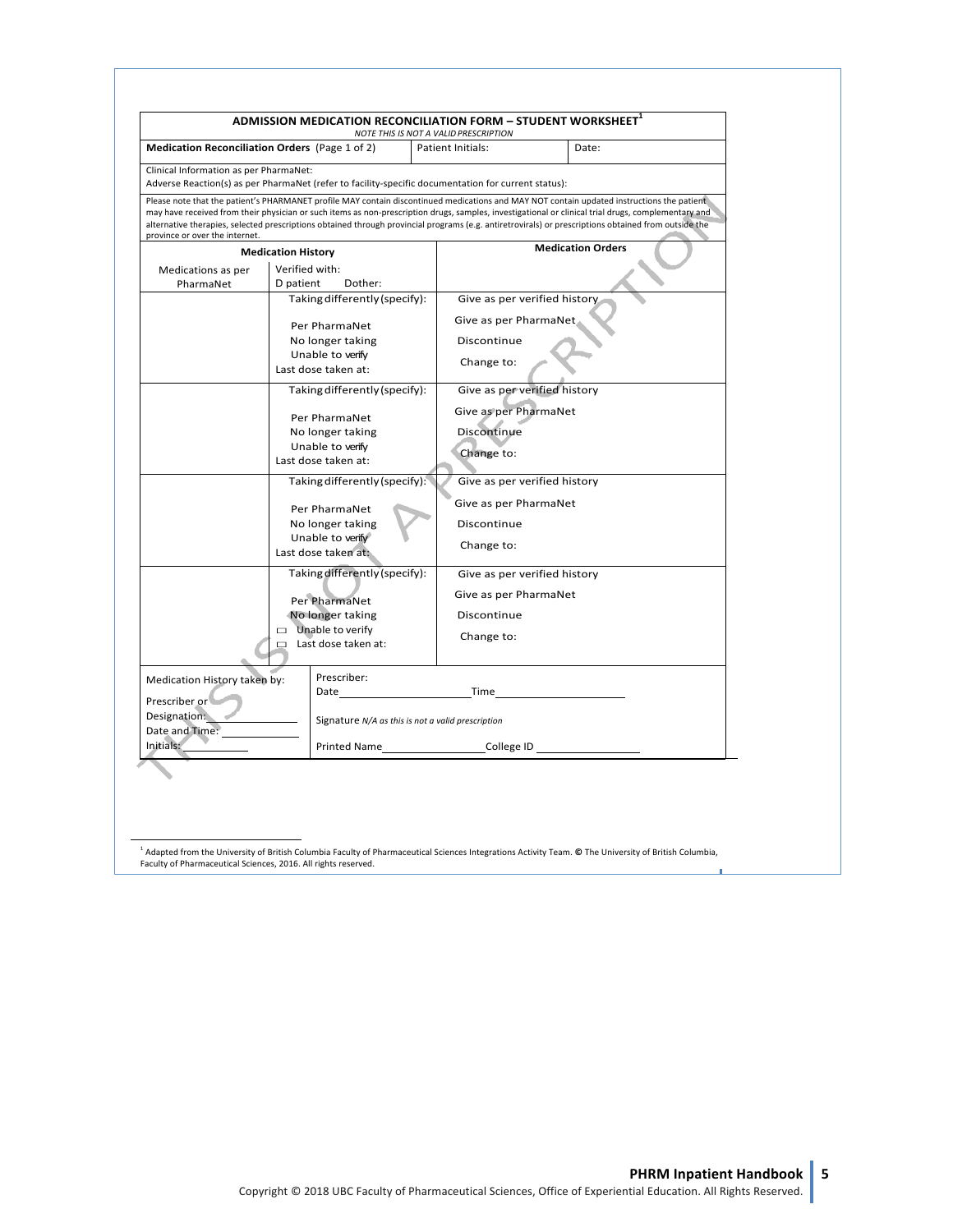| **ADMISSION MEDICATION RECONCILIATION FORM – STUDENT WORKSHEET[1]** *NOTE THIS IS NOT A VALID PRESCRIPTION* | | | |
|---|---|---|---|
| **Medication Reconciliation Orders** (Page 1 of 2) | | Patient Initials: | Date: |
| Clinical Information as per PharmaNet: Adverse Reaction(s) as per PharmaNet (refer to facility-specific documentation for current status): | | | |
| Please note that the patient's PHARMANET profile MAY contain discontinued medications and MAY NOT contain updated instructions the patient may have received from their physician or such items as non-prescription drugs, samples, investigational or clinical trial drugs, complementary and alternative therapies, selected prescriptions obtained through provincial programs (e.g. antiretrovirals) or prescriptions obtained from outside the province or over the internet. | | | |
| **Medication History** | | **Medication Orders** | |
| Medications as per PharmaNet | Verified with: D patient Dother: | | |
| | Taking differently (specify): Per PharmaNet No longer taking Unable to verify Last dose taken at: | Give as per verified history Give as per PharmaNet Discontinue Change to: | |
| | Taking differently (specify): Per PharmaNet No longer taking Unable to verify Last dose taken at: | Give as per verified history Give as per PharmaNet Discontinue Change to: | |
| | Taking differently (specify): Per PharmaNet No longer taking Unable to verify Last dose taken at: | Give as per verified history Give as per PharmaNet Discontinue Change to: | |
| | Taking differently (specify): Per PharmaNet No longer taking ☐ Unable to verify ☐ Last dose taken at: | Give as per verified history Give as per PharmaNet Discontinue Change to: | |
| Medication History taken by: Prescriber or Designation: ______ Date and Time: ______ Initials: ______ | Prescriber: Date ______ Time ______ Signature *N/A as this is not a valid prescription* Printed Name ______ College ID ______ | | |

[1] Adapted from the University of British Columbia Faculty of Pharmaceutical Sciences Integrations Activity Team. © The University of British Columbia, Faculty of Pharmaceutical Sciences, 2016. All rights reserved.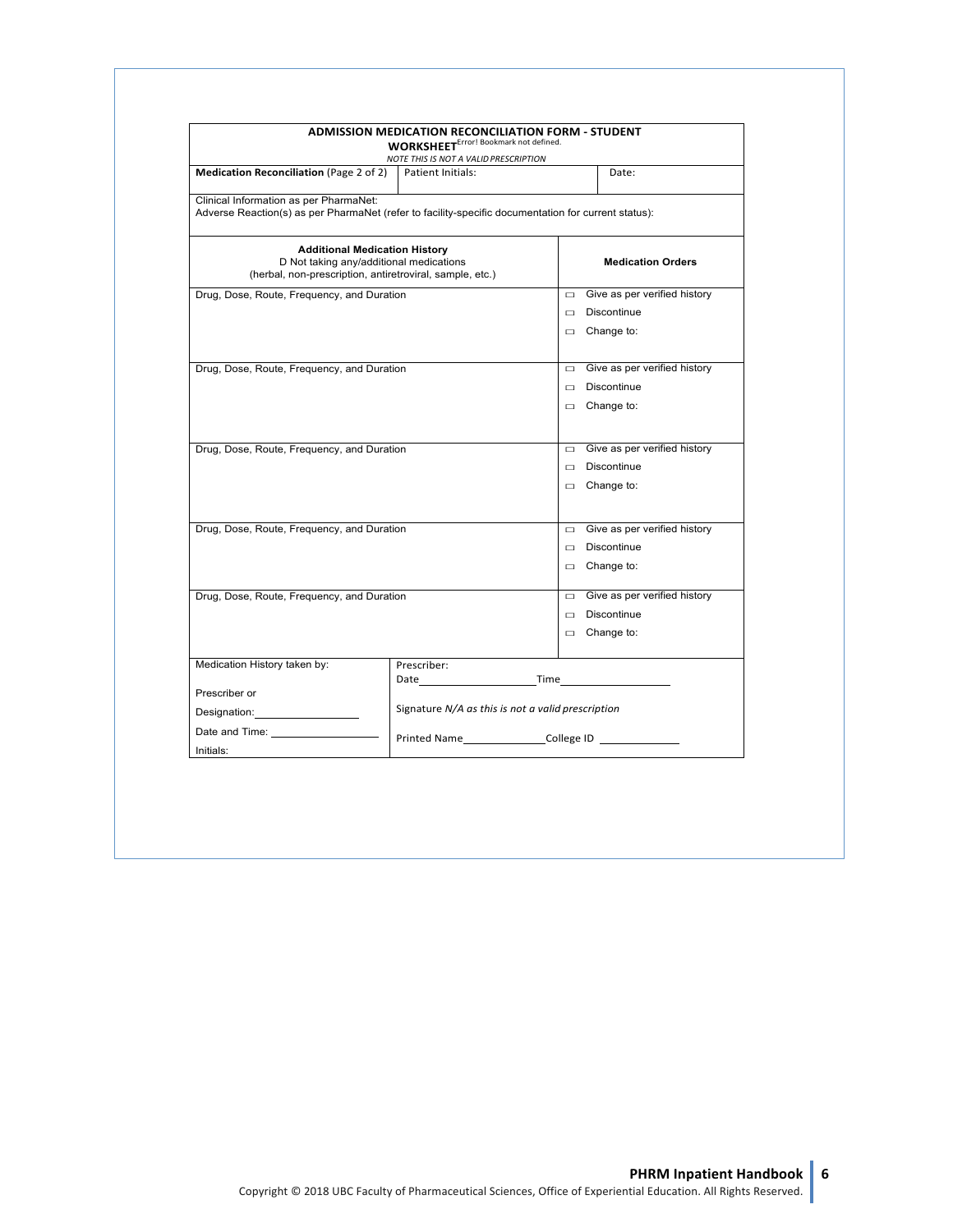## ADMISSION MEDICATION RECONCILIATION FORM - STUDENT WORKSHEET[Error! Bookmark not defined.]

*NOTE THIS IS NOT A VALID PRESCRIPTION*

| **Medication Reconciliation** (Page 2 of 2) | Patient Initials: | Date: |
|---|---|---|

Clinical Information as per PharmaNet:
Adverse Reaction(s) as per PharmaNet (refer to facility-specific documentation for current status):

| **Additional Medication History**<br>D Not taking any/additional medications<br>(herbal, non-prescription, antiretroviral, sample, etc.) | **Medication Orders** |
|---|---|
| Drug, Dose, Route, Frequency, and Duration | ▭ Give as per verified history<br>▭ Discontinue<br>▭ Change to: |
| Drug, Dose, Route, Frequency, and Duration | ▭ Give as per verified history<br>▭ Discontinue<br>▭ Change to: |
| Drug, Dose, Route, Frequency, and Duration | ▭ Give as per verified history<br>▭ Discontinue<br>▭ Change to: |
| Drug, Dose, Route, Frequency, and Duration | ▭ Give as per verified history<br>▭ Discontinue<br>▭ Change to: |
| Drug, Dose, Route, Frequency, and Duration | ▭ Give as per verified history<br>▭ Discontinue<br>▭ Change to: |

| Medication History taken by:<br><br>Prescriber or<br>Designation:__________<br>Date and Time: __________<br>Initials: | Prescriber:<br>Date__________Time__________<br><br>Signature *N/A as this is not a valid prescription*<br><br>Printed Name__________College ID __________ |
|---|---|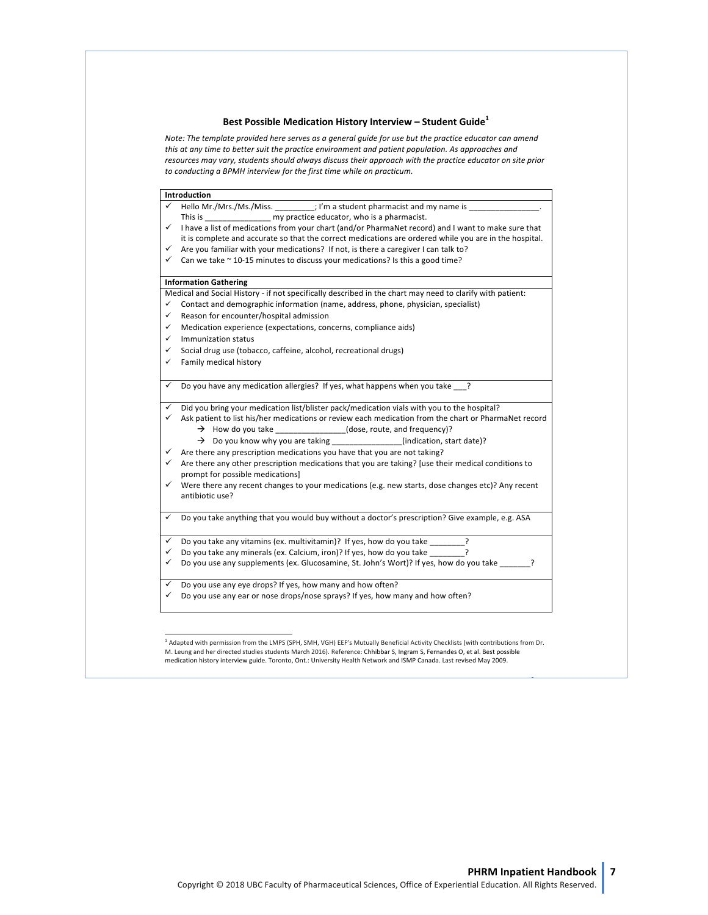### Best Possible Medication History Interview – Student Guide[1]

*Note: The template provided here serves as a general guide for use but the practice educator can amend this at any time to better suit the practice environment and patient population. As approaches and resources may vary, students should always discuss their approach with the practice educator on site prior to conducting a BPMH interview for the first time while on practicum.*

**Introduction**

- ✓ Hello Mr./Mrs./Ms./Miss. _________; I'm a student pharmacist and my name is ________________. This is _______________ my practice educator, who is a pharmacist.
- ✓ I have a list of medications from your chart (and/or PharmaNet record) and I want to make sure that it is complete and accurate so that the correct medications are ordered while you are in the hospital.
- ✓ Are you familiar with your medications? If not, is there a caregiver I can talk to?
- ✓ Can we take ~ 10-15 minutes to discuss your medications? Is this a good time?

**Information Gathering**

Medical and Social History - if not specifically described in the chart may need to clarify with patient:

- ✓ Contact and demographic information (name, address, phone, physician, specialist)
- ✓ Reason for encounter/hospital admission
- ✓ Medication experience (expectations, concerns, compliance aids)
- ✓ Immunization status
- ✓ Social drug use (tobacco, caffeine, alcohol, recreational drugs)
- ✓ Family medical history

---

- ✓ Do you have any medication allergies? If yes, what happens when you take ___?

---

- ✓ Did you bring your medication list/blister pack/medication vials with you to the hospital?
- ✓ Ask patient to list his/her medications or review each medication from the chart or PharmaNet record
  - → How do you take ________________(dose, route, and frequency)?
  - → Do you know why you are taking ________________(indication, start date)?
- ✓ Are there any prescription medications you have that you are not taking?
- ✓ Are there any other prescription medications that you are taking? [use their medical conditions to prompt for possible medications]
- ✓ Were there any recent changes to your medications (e.g. new starts, dose changes etc)? Any recent antibiotic use?

---

- ✓ Do you take anything that you would buy without a doctor's prescription? Give example, e.g. ASA

---

- ✓ Do you take any vitamins (ex. multivitamin)? If yes, how do you take ________?
- ✓ Do you take any minerals (ex. Calcium, iron)? If yes, how do you take ________?
- ✓ Do you use any supplements (ex. Glucosamine, St. John's Wort)? If yes, how do you take _______?

---

- ✓ Do you use any eye drops? If yes, how many and how often?
- ✓ Do you use any ear or nose drops/nose sprays? If yes, how many and how often?

---

[1] Adapted with permission from the LMPS (SPH, SMH, VGH) EEF's Mutually Beneficial Activity Checklists (with contributions from Dr. M. Leung and her directed studies students March 2016). Reference: Chhibbar S, Ingram S, Fernandes O, et al. Best possible medication history interview guide. Toronto, Ont.: University Health Network and ISMP Canada. Last revised May 2009.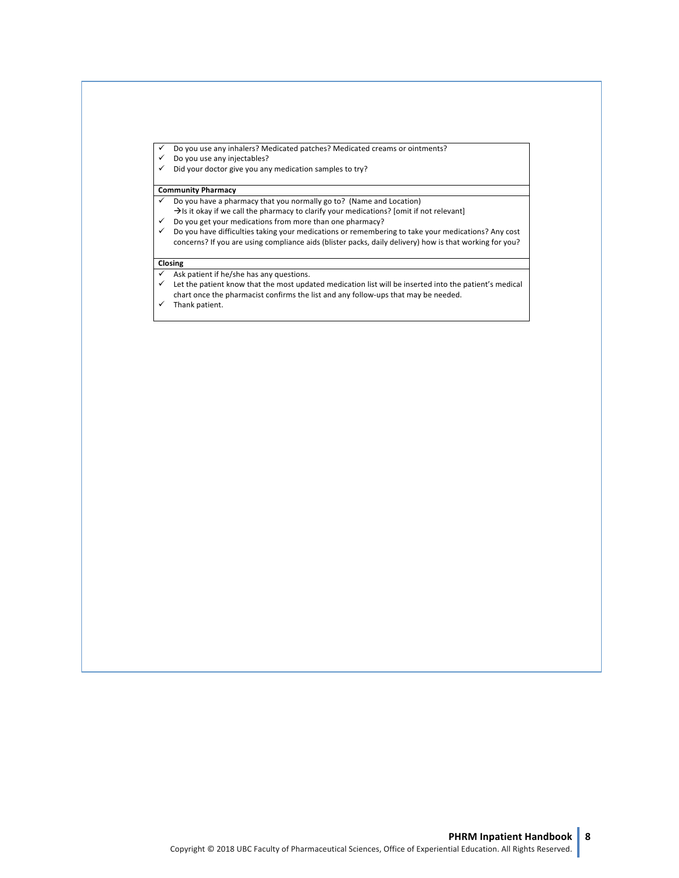- ✓ Do you use any inhalers? Medicated patches? Medicated creams or ointments?
- ✓ Do you use any injectables?
- ✓ Did your doctor give you any medication samples to try?

**Community Pharmacy**

- ✓ Do you have a pharmacy that you normally go to? (Name and Location)
  →Is it okay if we call the pharmacy to clarify your medications? [omit if not relevant]
- ✓ Do you get your medications from more than one pharmacy?
- ✓ Do you have difficulties taking your medications or remembering to take your medications? Any cost concerns? If you are using compliance aids (blister packs, daily delivery) how is that working for you?

**Closing**

- ✓ Ask patient if he/she has any questions.
- ✓ Let the patient know that the most updated medication list will be inserted into the patient's medical chart once the pharmacist confirms the list and any follow-ups that may be needed.
- ✓ Thank patient.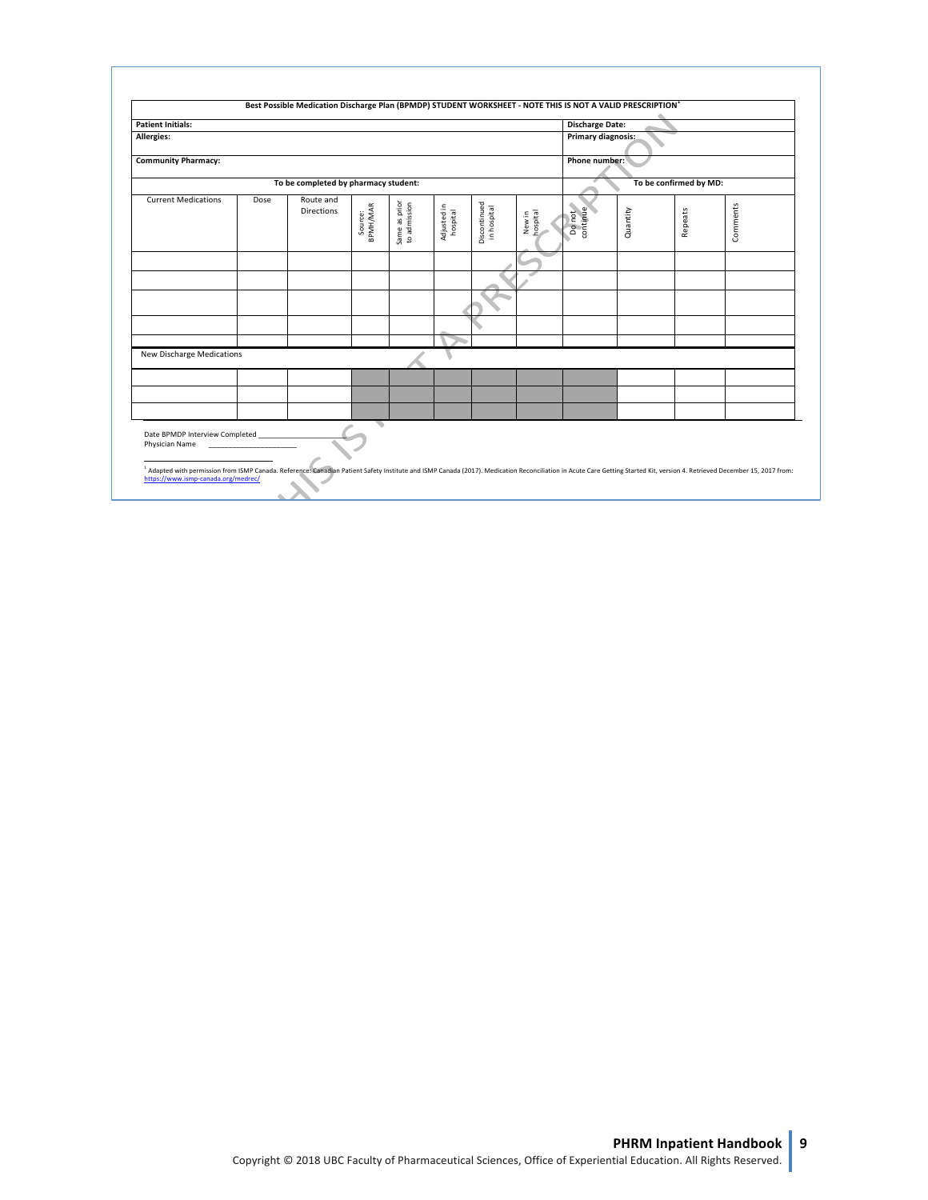**Best Possible Medication Discharge Plan (BPMDP) STUDENT WORKSHEET - NOTE THIS IS NOT A VALID PRESCRIPTION**[1]

| **Patient Initials:** | | | | | | | | **Discharge Date:** | | | |
|---|---|---|---|---|---|---|---|---|---|---|---|
| **Allergies:** | | | | | | | | **Primary diagnosis:** | | | |
| **Community Pharmacy:** | | | | | | | | **Phone number:** | | | |
| **To be completed by pharmacy student:** | | | | | | | | **To be confirmed by MD:** | | | |
| Current Medications | Dose | Route and Directions | Source: BPMH/MAR | Same as prior to admission | Adjusted in hospital | Discontinued in hospital | New in hospital | Do not continue | Quantity | Repeats | Comments |
| | | | | | | | | | | | |
| | | | | | | | | | | | |
| | | | | | | | | | | | |
| | | | | | | | | | | | |
| | | | | | | | | | | | |
| New Discharge Medications | | | | | | | | | | | |
| | | | | | | | | | | | |
| | | | | | | | | | | | |
| | | | | | | | | | | | |

Date BPMDP Interview Completed ____________________

Physician Name ____________________

[1] Adapted with permission from ISMP Canada. Reference: Canadian Patient Safety Institute and ISMP Canada (2017). Medication Reconciliation in Acute Care Getting Started Kit, version 4. Retrieved December 15, 2017 from: https://www.ismp-canada.org/medrec/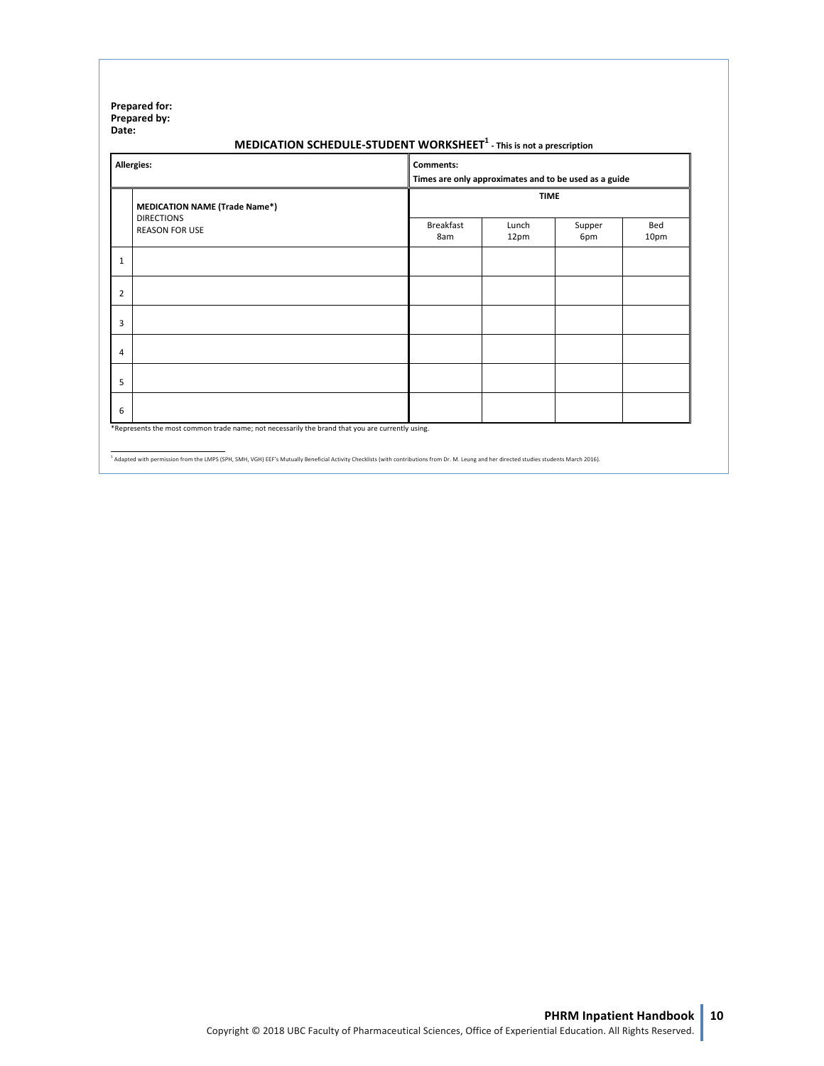**Prepared for:**
**Prepared by:**
**Date:**

## MEDICATION SCHEDULE-STUDENT WORKSHEET[1] - This is not a prescription

| **Allergies:** | | **Comments:** Times are only approximates and to be used as a guide | | | |
|---|---|---|---|---|---|
| | **MEDICATION NAME (Trade Name*)** DIRECTIONS REASON FOR USE | **TIME** | | | |
| | | Breakfast 8am | Lunch 12pm | Supper 6pm | Bed 10pm |
| 1 | | | | | |
| 2 | | | | | |
| 3 | | | | | |
| 4 | | | | | |
| 5 | | | | | |
| 6 | | | | | |

*Represents the most common trade name; not necessarily the brand that you are currently using.

[1] Adapted with permission from the LMPS (SPH, SMH, VGH) EEF's Mutually Beneficial Activity Checklists (with contributions from Dr. M. Leung and her directed studies students March 2016).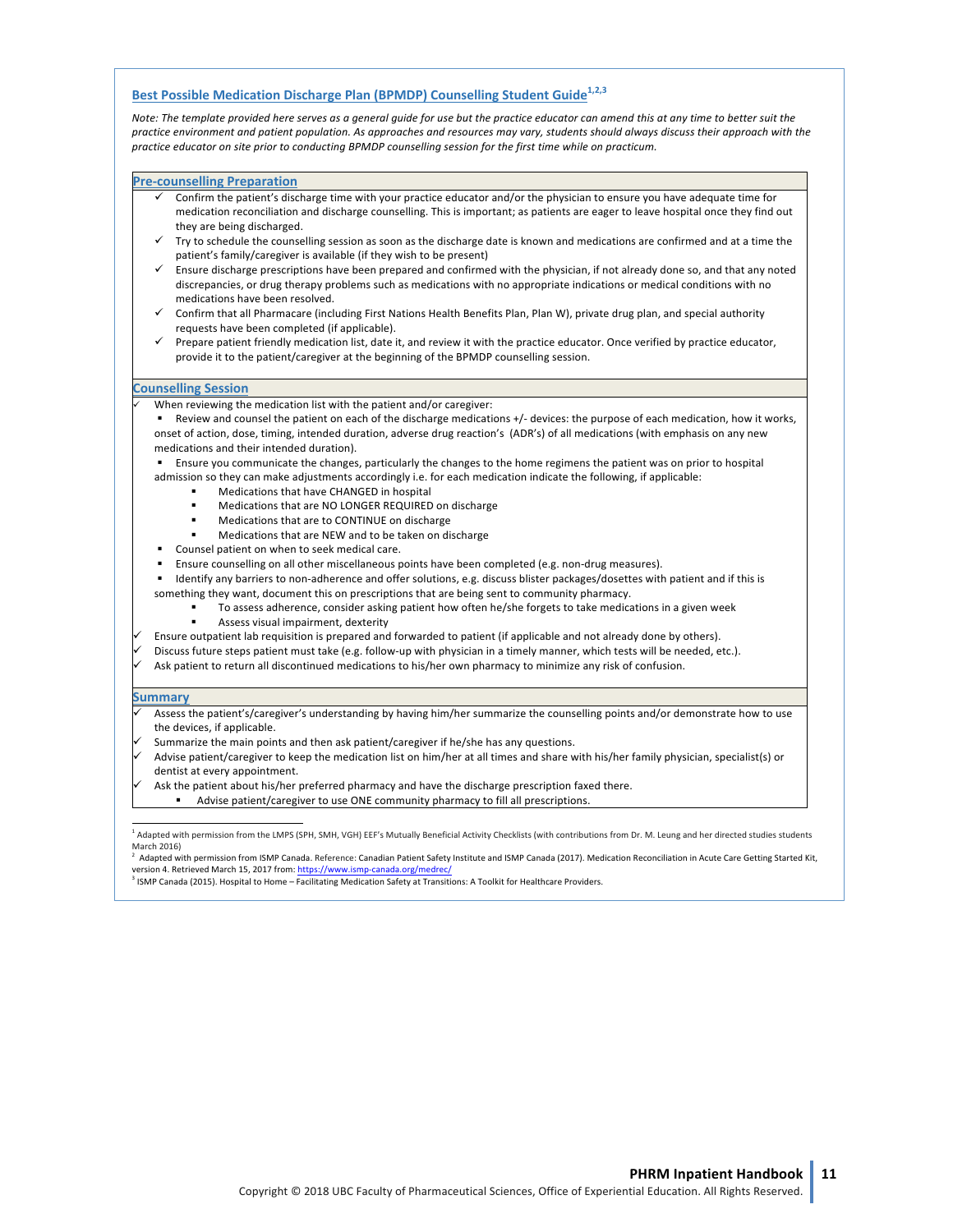## Best Possible Medication Discharge Plan (BPMDP) Counselling Student Guide[1,2,3]

*Note: The template provided here serves as a general guide for use but the practice educator can amend this at any time to better suit the practice environment and patient population. As approaches and resources may vary, students should always discuss their approach with the practice educator on site prior to conducting BPMDP counselling session for the first time while on practicum.*

### Pre-counselling Preparation

- ✓ Confirm the patient's discharge time with your practice educator and/or the physician to ensure you have adequate time for medication reconciliation and discharge counselling. This is important; as patients are eager to leave hospital once they find out they are being discharged.
- ✓ Try to schedule the counselling session as soon as the discharge date is known and medications are confirmed and at a time the patient's family/caregiver is available (if they wish to be present)
- ✓ Ensure discharge prescriptions have been prepared and confirmed with the physician, if not already done so, and that any noted discrepancies, or drug therapy problems such as medications with no appropriate indications or medical conditions with no medications have been resolved.
- ✓ Confirm that all Pharmacare (including First Nations Health Benefits Plan, Plan W), private drug plan, and special authority requests have been completed (if applicable).
- ✓ Prepare patient friendly medication list, date it, and review it with the practice educator. Once verified by practice educator, provide it to the patient/caregiver at the beginning of the BPMDP counselling session.

### Counselling Session

- ✓ When reviewing the medication list with the patient and/or caregiver:
  - Review and counsel the patient on each of the discharge medications +/- devices: the purpose of each medication, how it works, onset of action, dose, timing, intended duration, adverse drug reaction's (ADR's) of all medications (with emphasis on any new medications and their intended duration).
  - Ensure you communicate the changes, particularly the changes to the home regimens the patient was on prior to hospital admission so they can make adjustments accordingly i.e. for each medication indicate the following, if applicable:
    - Medications that have CHANGED in hospital
    - Medications that are NO LONGER REQUIRED on discharge
    - Medications that are to CONTINUE on discharge
    - Medications that are NEW and to be taken on discharge
  - Counsel patient on when to seek medical care.
  - Ensure counselling on all other miscellaneous points have been completed (e.g. non-drug measures).
  - Identify any barriers to non-adherence and offer solutions, e.g. discuss blister packages/dosettes with patient and if this is something they want, document this on prescriptions that are being sent to community pharmacy.
    - To assess adherence, consider asking patient how often he/she forgets to take medications in a given week
    - Assess visual impairment, dexterity
- ✓ Ensure outpatient lab requisition is prepared and forwarded to patient (if applicable and not already done by others).
- ✓ Discuss future steps patient must take (e.g. follow-up with physician in a timely manner, which tests will be needed, etc.).
- ✓ Ask patient to return all discontinued medications to his/her own pharmacy to minimize any risk of confusion.

### Summary

- ✓ Assess the patient's/caregiver's understanding by having him/her summarize the counselling points and/or demonstrate how to use the devices, if applicable.
- ✓ Summarize the main points and then ask patient/caregiver if he/she has any questions.
- ✓ Advise patient/caregiver to keep the medication list on him/her at all times and share with his/her family physician, specialist(s) or dentist at every appointment.
- ✓ Ask the patient about his/her preferred pharmacy and have the discharge prescription faxed there.
  - Advise patient/caregiver to use ONE community pharmacy to fill all prescriptions.

---

[1] Adapted with permission from the LMPS (SPH, SMH, VGH) EEF's Mutually Beneficial Activity Checklists (with contributions from Dr. M. Leung and her directed studies students March 2016)

[2] Adapted with permission from ISMP Canada. Reference: Canadian Patient Safety Institute and ISMP Canada (2017). Medication Reconciliation in Acute Care Getting Started Kit, version 4. Retrieved March 15, 2017 from: https://www.ismp-canada.org/medrec/

[3] ISMP Canada (2015). Hospital to Home – Facilitating Medication Safety at Transitions: A Toolkit for Healthcare Providers.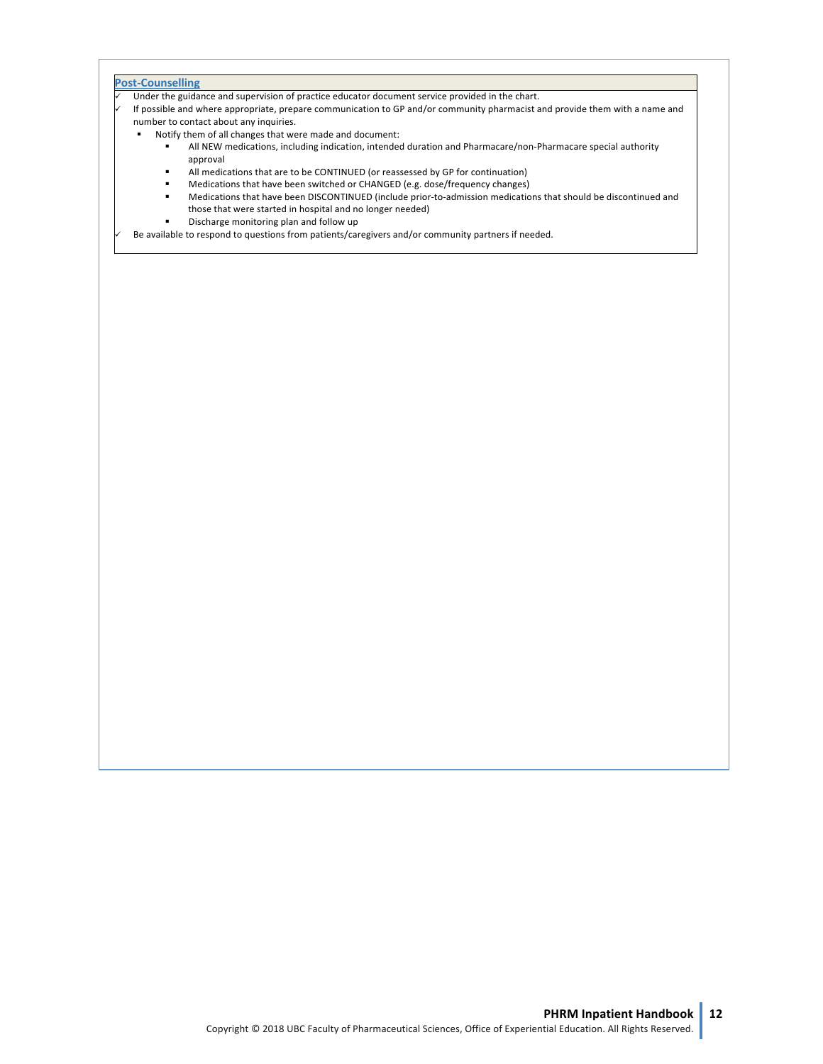### Post-Counselling

- ✓ Under the guidance and supervision of practice educator document service provided in the chart.
- ✓ If possible and where appropriate, prepare communication to GP and/or community pharmacist and provide them with a name and number to contact about any inquiries.
  - Notify them of all changes that were made and document:
    - All NEW medications, including indication, intended duration and Pharmacare/non-Pharmacare special authority approval
    - All medications that are to be CONTINUED (or reassessed by GP for continuation)
    - Medications that have been switched or CHANGED (e.g. dose/frequency changes)
    - Medications that have been DISCONTINUED (include prior-to-admission medications that should be discontinued and those that were started in hospital and no longer needed)
    - Discharge monitoring plan and follow up
- ✓ Be available to respond to questions from patients/caregivers and/or community partners if needed.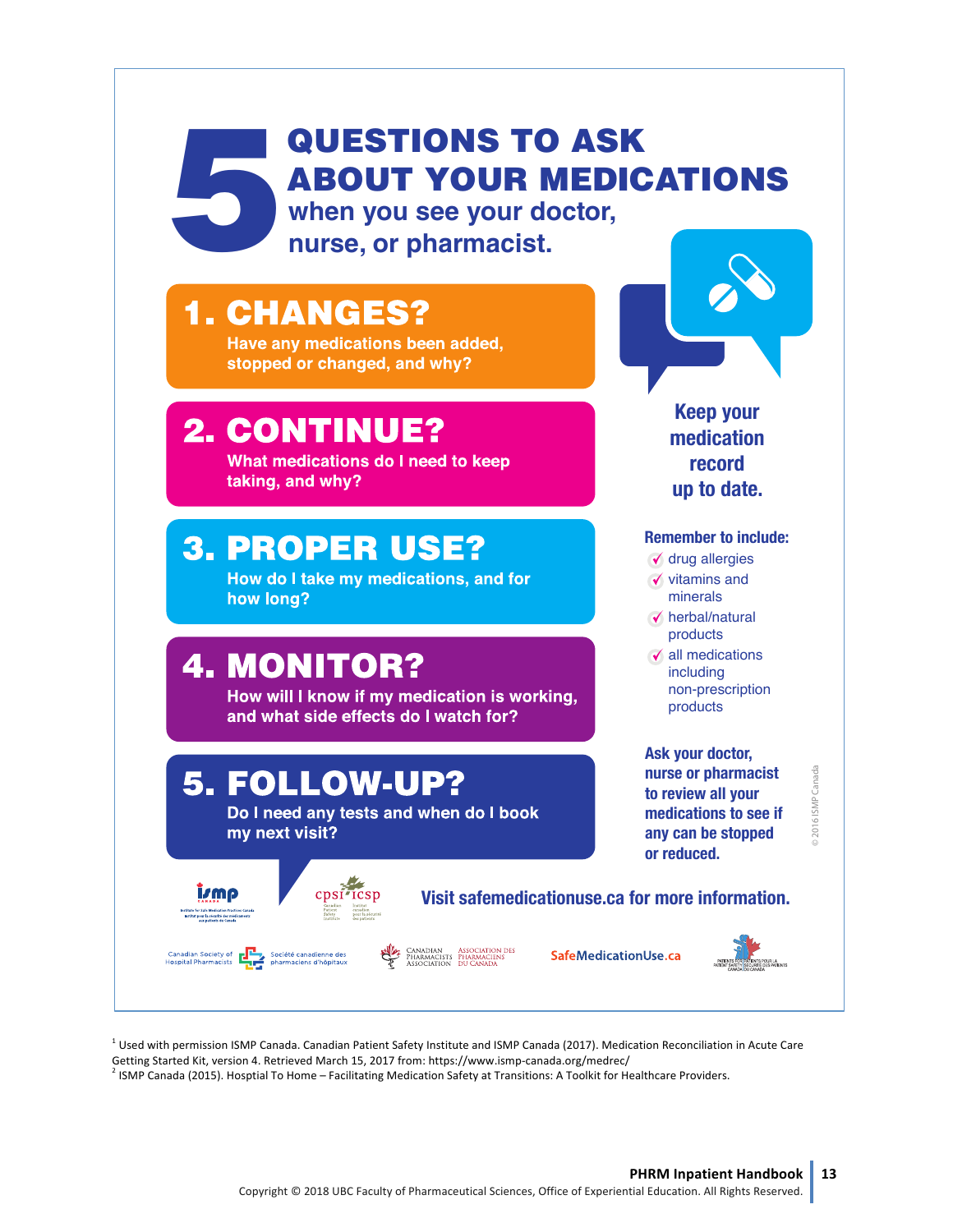# 5 QUESTIONS TO ASK ABOUT YOUR MEDICATIONS

## when you see your doctor, nurse, or pharmacist.

### 1. CHANGES?

Have any medications been added, stopped or changed, and why?

### 2. CONTINUE?

What medications do I need to keep taking, and why?

### 3. PROPER USE?

How do I take my medications, and for how long?

### 4. MONITOR?

How will I know if my medication is working, and what side effects do I watch for?

### 5. FOLLOW-UP?

Do I need any tests and when do I book my next visit?

**Keep your medication record up to date.**

**Remember to include:**

- drug allergies
- vitamins and minerals
- herbal/natural products
- all medications including non-prescription products

**Ask your doctor, nurse or pharmacist to review all your medications to see if any can be stopped or reduced.**

© 2016 ISMP Canada

**Visit safemedicationuse.ca for more information.**

ismp Canada — Institute for Safe Medication Practices Canada / Institut pour la sécurité des médicaments aux patients du Canada

cpsi icsp — Canadian Patient Safety Institute / Institut canadien pour la sécurité des patients

Canadian Society of Hospital Pharmacists / Société canadienne des pharmaciens d'hôpitaux

Canadian Pharmacists Association / Association des pharmaciens du Canada

SafeMedicationUse.ca

Patients for Patient Safety Canada / Patients pour la sécurité des patients du Canada

[1] Used with permission ISMP Canada. Canadian Patient Safety Institute and ISMP Canada (2017). Medication Reconciliation in Acute Care Getting Started Kit, version 4. Retrieved March 15, 2017 from: https://www.ismp-canada.org/medrec/

[2] ISMP Canada (2015). Hosptial To Home – Facilitating Medication Safety at Transitions: A Toolkit for Healthcare Providers.